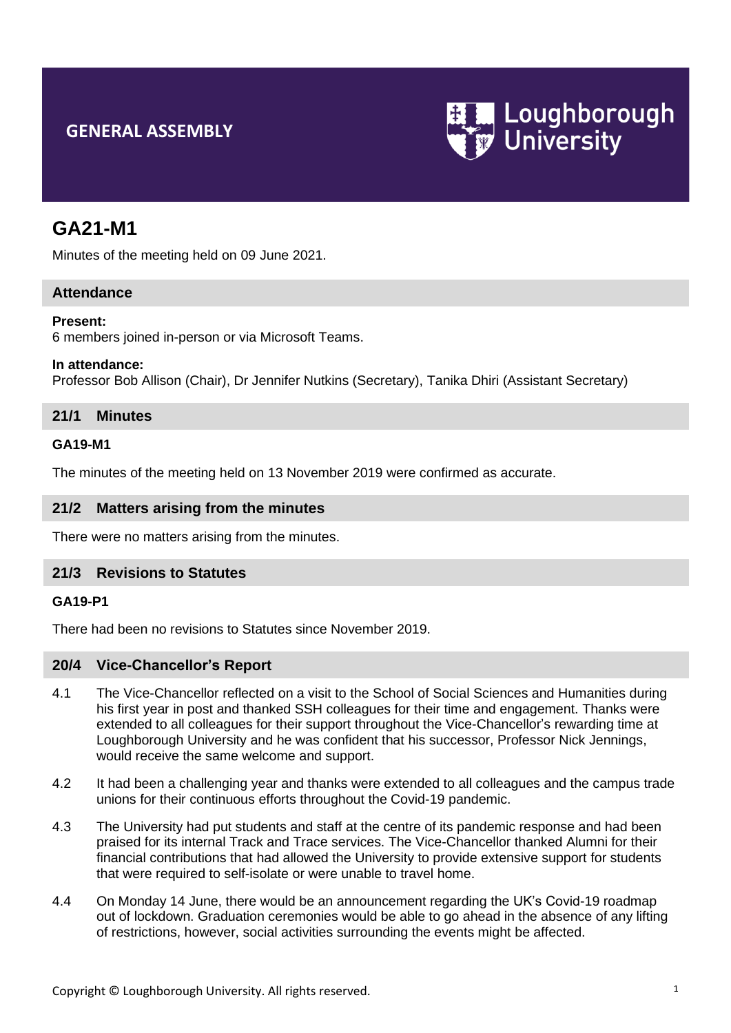# GENERAL ASSEMBLY

Loughborough University

## GA21-M1

Minutes of the meeting held on 09 June 2021.

### Attendance

**Present:**
6 members joined in-person or via Microsoft Teams.

**In attendance:**
Professor Bob Allison (Chair), Dr Jennifer Nutkins (Secretary), Tanika Dhiri (Assistant Secretary)

### 21/1 Minutes

**GA19-M1**

The minutes of the meeting held on 13 November 2019 were confirmed as accurate.

### 21/2 Matters arising from the minutes

There were no matters arising from the minutes.

### 21/3 Revisions to Statutes

**GA19-P1**

There had been no revisions to Statutes since November 2019.

### 20/4 Vice-Chancellor's Report

4.1 The Vice-Chancellor reflected on a visit to the School of Social Sciences and Humanities during his first year in post and thanked SSH colleagues for their time and engagement. Thanks were extended to all colleagues for their support throughout the Vice-Chancellor's rewarding time at Loughborough University and he was confident that his successor, Professor Nick Jennings, would receive the same welcome and support.

4.2 It had been a challenging year and thanks were extended to all colleagues and the campus trade unions for their continuous efforts throughout the Covid-19 pandemic.

4.3 The University had put students and staff at the centre of its pandemic response and had been praised for its internal Track and Trace services. The Vice-Chancellor thanked Alumni for their financial contributions that had allowed the University to provide extensive support for students that were required to self-isolate or were unable to travel home.

4.4 On Monday 14 June, there would be an announcement regarding the UK's Covid-19 roadmap out of lockdown. Graduation ceremonies would be able to go ahead in the absence of any lifting of restrictions, however, social activities surrounding the events might be affected.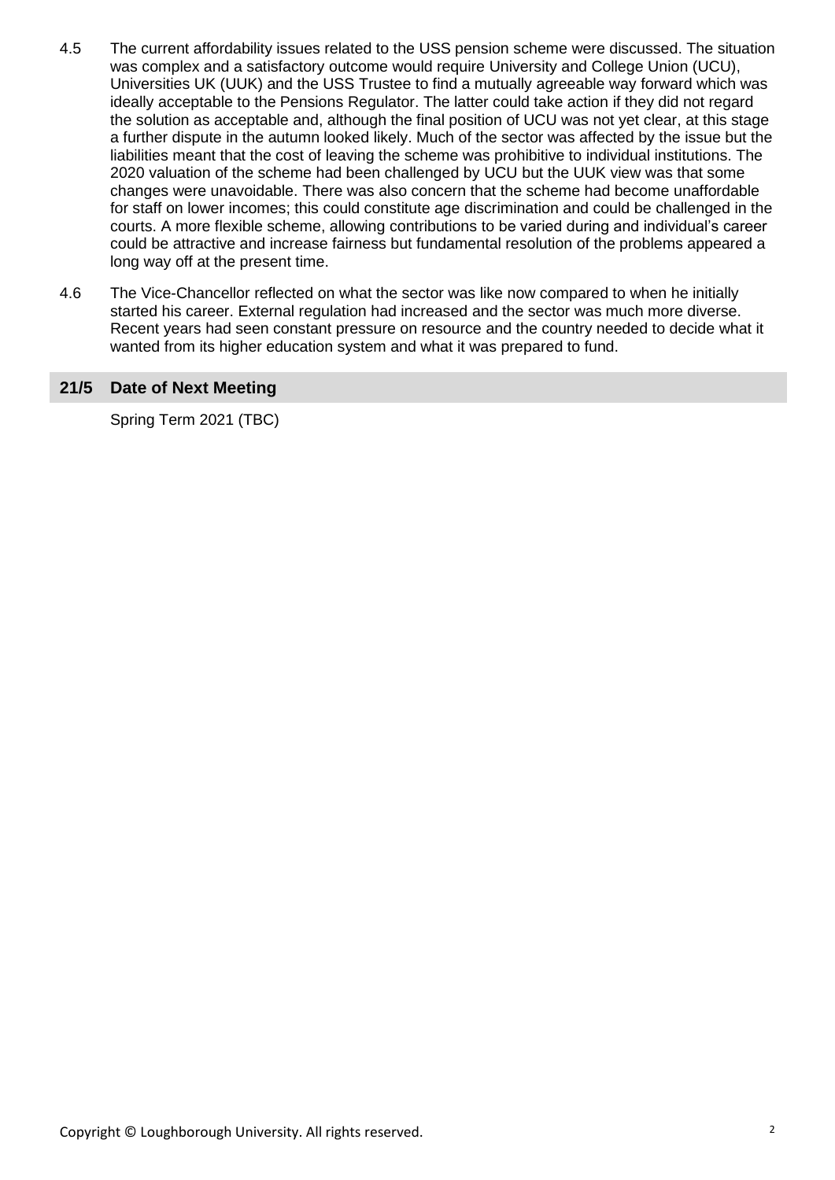4.5 The current affordability issues related to the USS pension scheme were discussed. The situation was complex and a satisfactory outcome would require University and College Union (UCU), Universities UK (UUK) and the USS Trustee to find a mutually agreeable way forward which was ideally acceptable to the Pensions Regulator. The latter could take action if they did not regard the solution as acceptable and, although the final position of UCU was not yet clear, at this stage a further dispute in the autumn looked likely. Much of the sector was affected by the issue but the liabilities meant that the cost of leaving the scheme was prohibitive to individual institutions. The 2020 valuation of the scheme had been challenged by UCU but the UUK view was that some changes were unavoidable. There was also concern that the scheme had become unaffordable for staff on lower incomes; this could constitute age discrimination and could be challenged in the courts. A more flexible scheme, allowing contributions to be varied during and individual's career could be attractive and increase fairness but fundamental resolution of the problems appeared a long way off at the present time.

4.6 The Vice-Chancellor reflected on what the sector was like now compared to when he initially started his career. External regulation had increased and the sector was much more diverse. Recent years had seen constant pressure on resource and the country needed to decide what it wanted from its higher education system and what it was prepared to fund.

## 21/5 Date of Next Meeting

Spring Term 2021 (TBC)

Copyright © Loughborough University. All rights reserved.